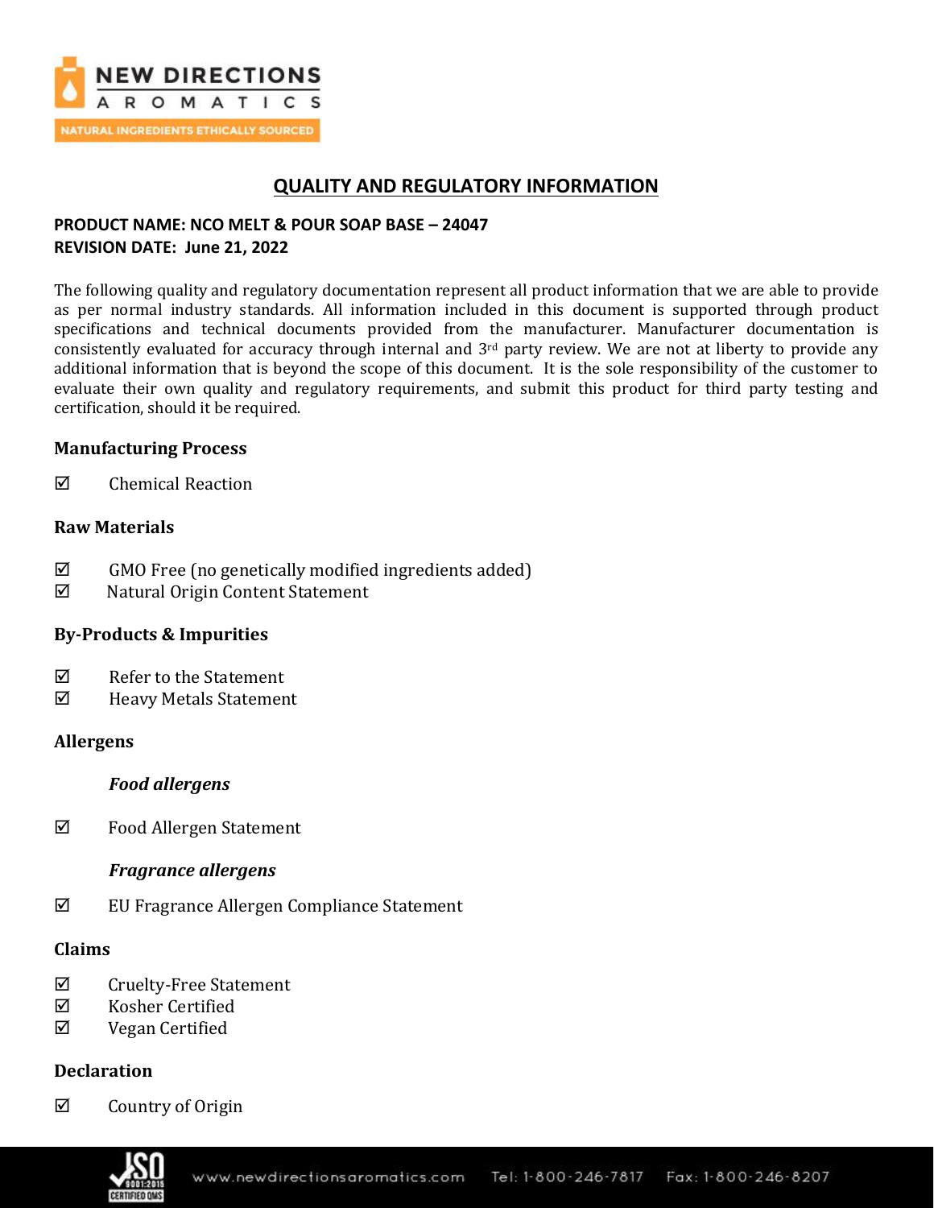# QUALITY AND REGULATORY INFORMATION

**PRODUCT NAME: NCO MELT & POUR SOAP BASE – 24047**
**REVISION DATE: June 21, 2022**

The following quality and regulatory documentation represent all product information that we are able to provide as per normal industry standards. All information included in this document is supported through product specifications and technical documents provided from the manufacturer. Manufacturer documentation is consistently evaluated for accuracy through internal and 3rd party review. We are not at liberty to provide any additional information that is beyond the scope of this document. It is the sole responsibility of the customer to evaluate their own quality and regulatory requirements, and submit this product for third party testing and certification, should it be required.

## Manufacturing Process

☑ Chemical Reaction

## Raw Materials

☑ GMO Free (no genetically modified ingredients added)
☑ Natural Origin Content Statement

## By-Products & Impurities

☑ Refer to the Statement
☑ Heavy Metals Statement

## Allergens

### *Food allergens*

☑ Food Allergen Statement

### *Fragrance allergens*

☑ EU Fragrance Allergen Compliance Statement

## Claims

☑ Cruelty-Free Statement
☑ Kosher Certified
☑ Vegan Certified

## Declaration

☑ Country of Origin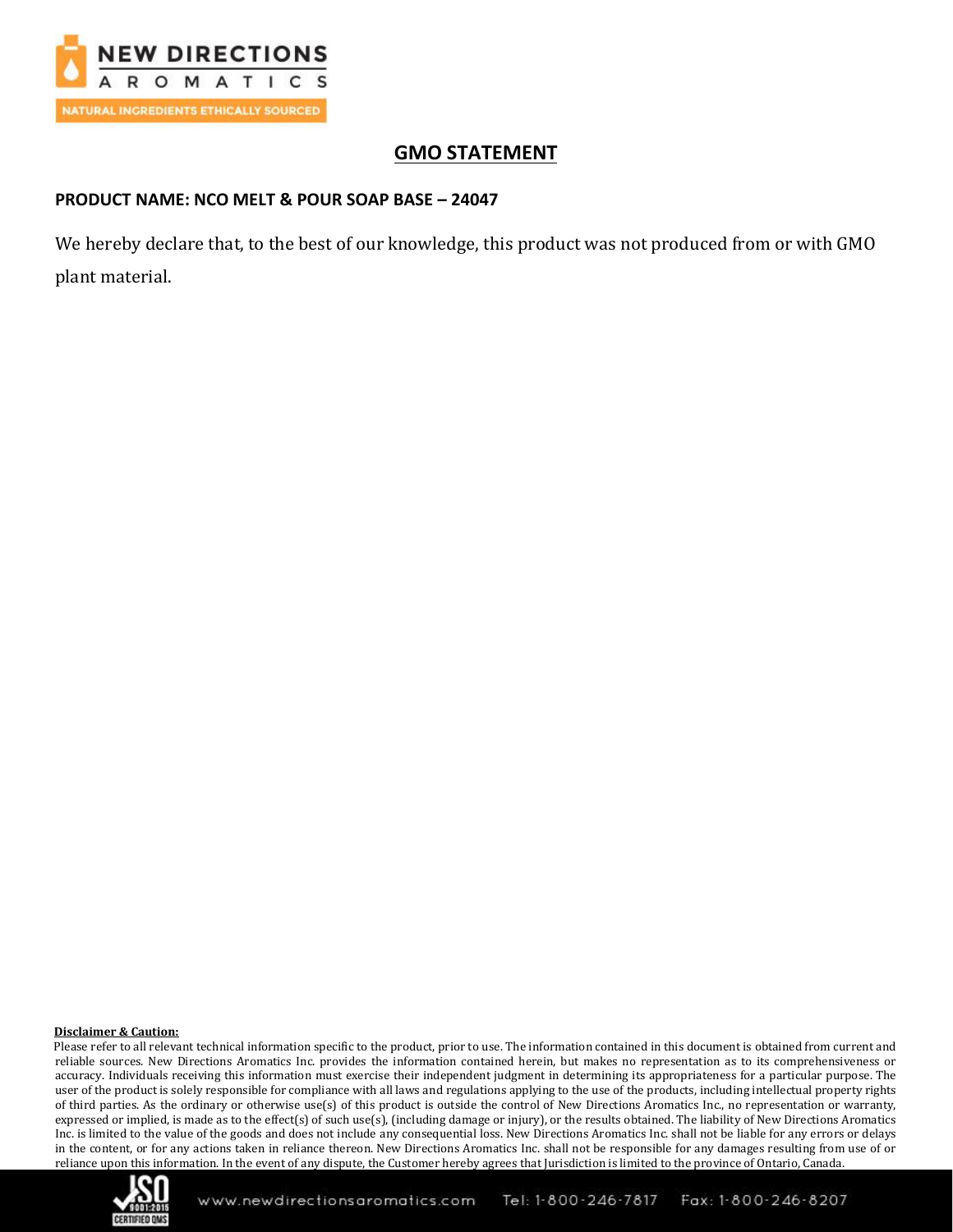# GMO STATEMENT

**PRODUCT NAME: NCO MELT & POUR SOAP BASE – 24047**

We hereby declare that, to the best of our knowledge, this product was not produced from or with GMO plant material.

**Disclaimer & Caution:**

Please refer to all relevant technical information specific to the product, prior to use. The information contained in this document is obtained from current and reliable sources. New Directions Aromatics Inc. provides the information contained herein, but makes no representation as to its comprehensiveness or accuracy. Individuals receiving this information must exercise their independent judgment in determining its appropriateness for a particular purpose. The user of the product is solely responsible for compliance with all laws and regulations applying to the use of the products, including intellectual property rights of third parties. As the ordinary or otherwise use(s) of this product is outside the control of New Directions Aromatics Inc., no representation or warranty, expressed or implied, is made as to the effect(s) of such use(s), (including damage or injury), or the results obtained. The liability of New Directions Aromatics Inc. is limited to the value of the goods and does not include any consequential loss. New Directions Aromatics Inc. shall not be liable for any errors or delays in the content, or for any actions taken in reliance thereon. New Directions Aromatics Inc. shall not be responsible for any damages resulting from use of or reliance upon this information. In the event of any dispute, the Customer hereby agrees that Jurisdiction is limited to the province of Ontario, Canada.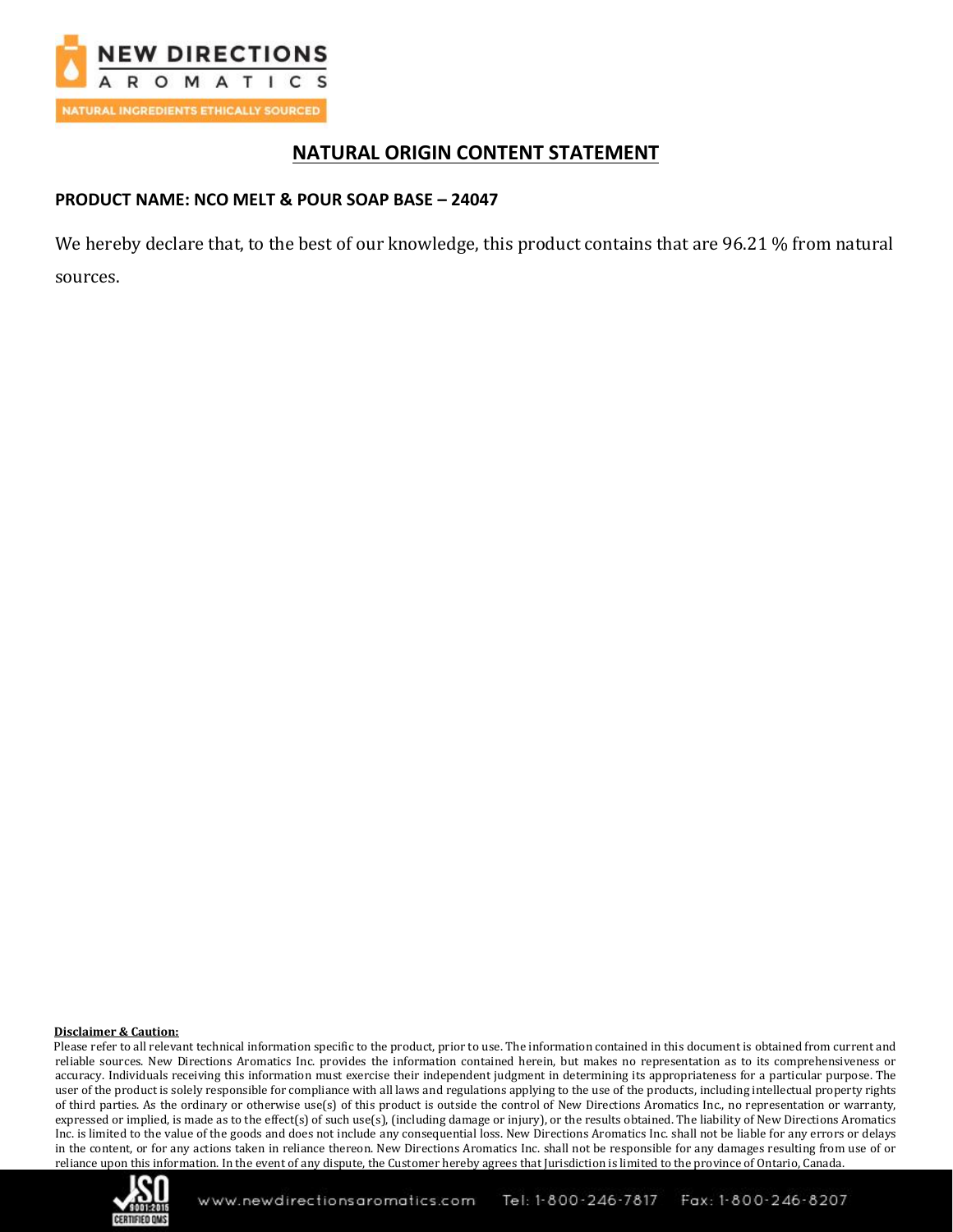# NATURAL ORIGIN CONTENT STATEMENT

**PRODUCT NAME: NCO MELT & POUR SOAP BASE – 24047**

We hereby declare that, to the best of our knowledge, this product contains that are 96.21 % from natural sources.

**Disclaimer & Caution:**

Please refer to all relevant technical information specific to the product, prior to use. The information contained in this document is obtained from current and reliable sources. New Directions Aromatics Inc. provides the information contained herein, but makes no representation as to its comprehensiveness or accuracy. Individuals receiving this information must exercise their independent judgment in determining its appropriateness for a particular purpose. The user of the product is solely responsible for compliance with all laws and regulations applying to the use of the products, including intellectual property rights of third parties. As the ordinary or otherwise use(s) of this product is outside the control of New Directions Aromatics Inc., no representation or warranty, expressed or implied, is made as to the effect(s) of such use(s), (including damage or injury), or the results obtained. The liability of New Directions Aromatics Inc. is limited to the value of the goods and does not include any consequential loss. New Directions Aromatics Inc. shall not be liable for any errors or delays in the content, or for any actions taken in reliance thereon. New Directions Aromatics Inc. shall not be responsible for any damages resulting from use of or reliance upon this information. In the event of any dispute, the Customer hereby agrees that Jurisdiction is limited to the province of Ontario, Canada.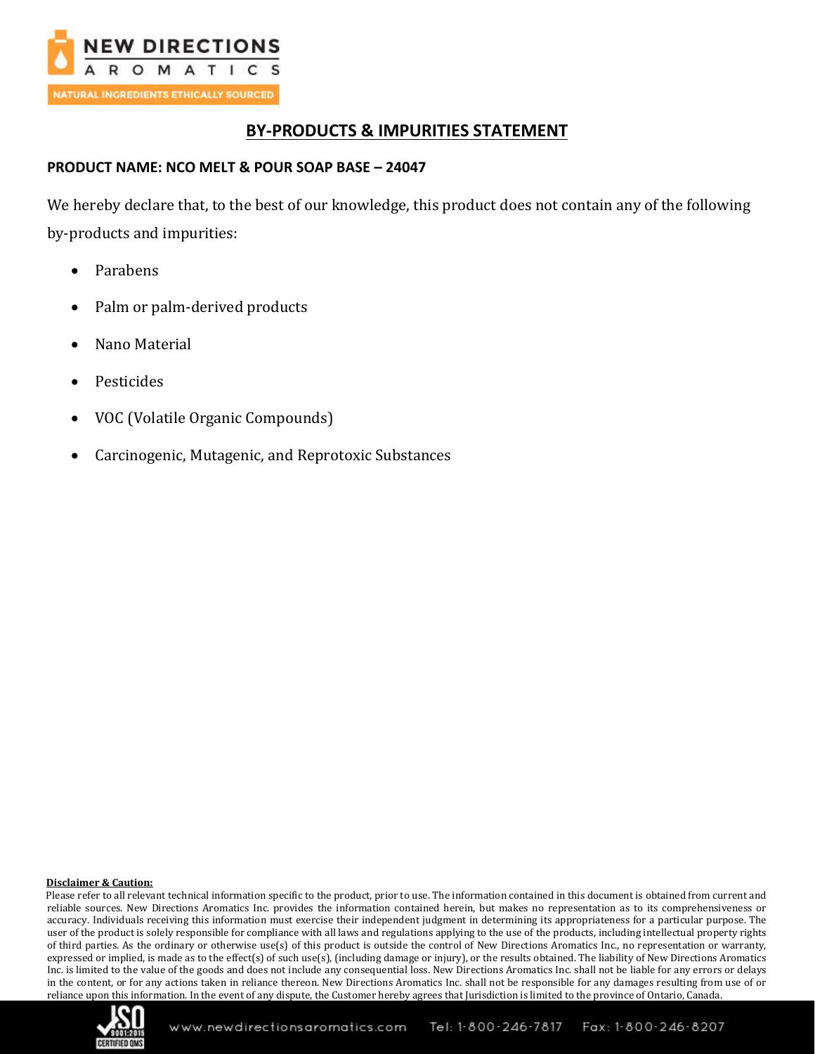## BY-PRODUCTS & IMPURITIES STATEMENT

**PRODUCT NAME: NCO MELT & POUR SOAP BASE – 24047**

We hereby declare that, to the best of our knowledge, this product does not contain any of the following by-products and impurities:

- Parabens
- Palm or palm-derived products
- Nano Material
- Pesticides
- VOC (Volatile Organic Compounds)
- Carcinogenic, Mutagenic, and Reprotoxic Substances

**Disclaimer & Caution:**

Please refer to all relevant technical information specific to the product, prior to use. The information contained in this document is obtained from current and reliable sources. New Directions Aromatics Inc. provides the information contained herein, but makes no representation as to its comprehensiveness or accuracy. Individuals receiving this information must exercise their independent judgment in determining its appropriateness for a particular purpose. The user of the product is solely responsible for compliance with all laws and regulations applying to the use of the products, including intellectual property rights of third parties. As the ordinary or otherwise use(s) of this product is outside the control of New Directions Aromatics Inc., no representation or warranty, expressed or implied, is made as to the effect(s) of such use(s), (including damage or injury), or the results obtained. The liability of New Directions Aromatics Inc. is limited to the value of the goods and does not include any consequential loss. New Directions Aromatics Inc. shall not be liable for any errors or delays in the content, or for any actions taken in reliance thereon. New Directions Aromatics Inc. shall not be responsible for any damages resulting from use of or reliance upon this information. In the event of any dispute, the Customer hereby agrees that Jurisdiction is limited to the province of Ontario, Canada.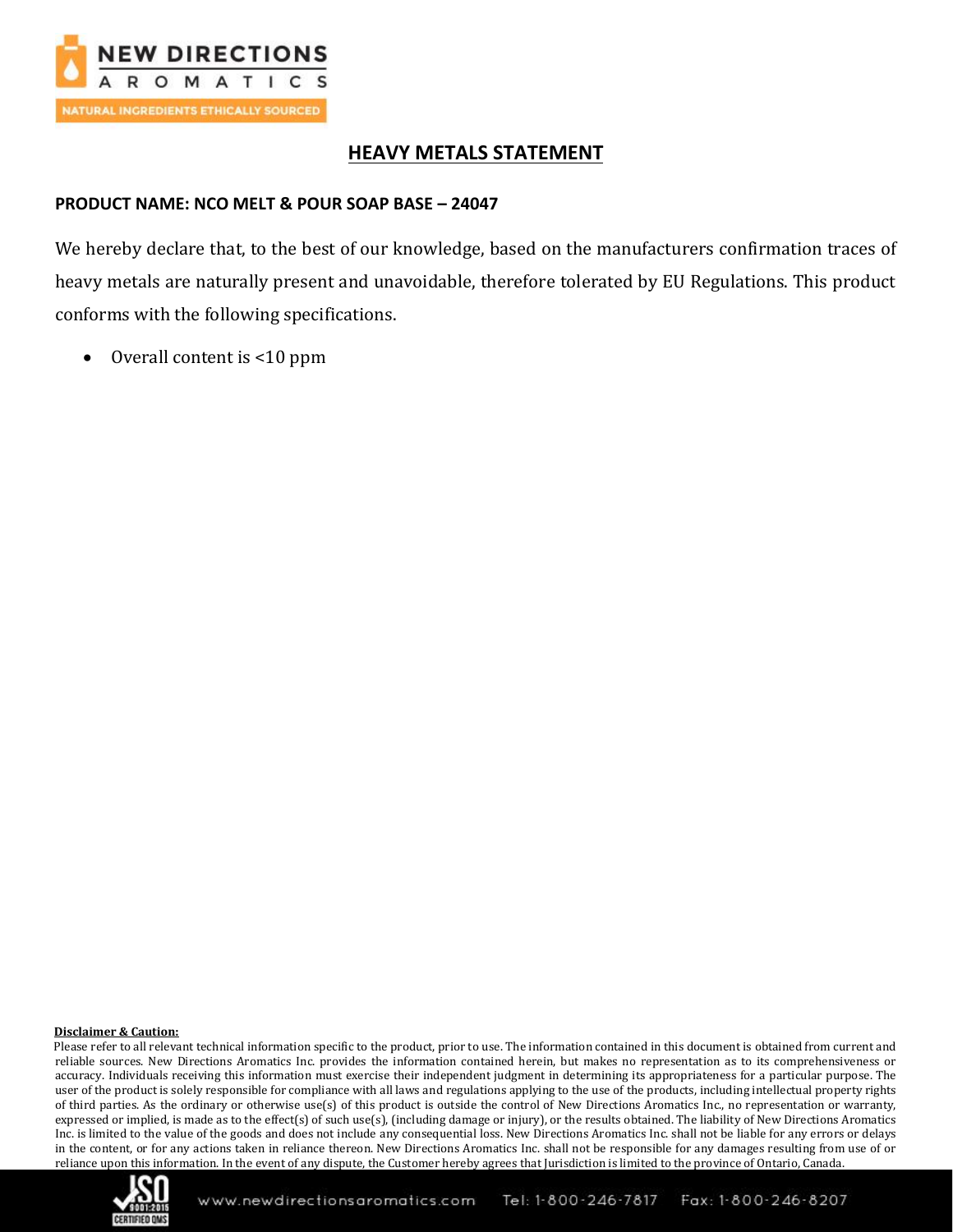## HEAVY METALS STATEMENT

**PRODUCT NAME: NCO MELT & POUR SOAP BASE – 24047**

We hereby declare that, to the best of our knowledge, based on the manufacturers confirmation traces of heavy metals are naturally present and unavoidable, therefore tolerated by EU Regulations. This product conforms with the following specifications.

- Overall content is <10 ppm

**Disclaimer & Caution:**

Please refer to all relevant technical information specific to the product, prior to use. The information contained in this document is obtained from current and reliable sources. New Directions Aromatics Inc. provides the information contained herein, but makes no representation as to its comprehensiveness or accuracy. Individuals receiving this information must exercise their independent judgment in determining its appropriateness for a particular purpose. The user of the product is solely responsible for compliance with all laws and regulations applying to the use of the products, including intellectual property rights of third parties. As the ordinary or otherwise use(s) of this product is outside the control of New Directions Aromatics Inc., no representation or warranty, expressed or implied, is made as to the effect(s) of such use(s), (including damage or injury), or the results obtained. The liability of New Directions Aromatics Inc. is limited to the value of the goods and does not include any consequential loss. New Directions Aromatics Inc. shall not be liable for any errors or delays in the content, or for any actions taken in reliance thereon. New Directions Aromatics Inc. shall not be responsible for any damages resulting from use of or reliance upon this information. In the event of any dispute, the Customer hereby agrees that Jurisdiction is limited to the province of Ontario, Canada.

www.newdirectionsaromatics.com Tel: 1-800-246-7817 Fax: 1-800-246-8207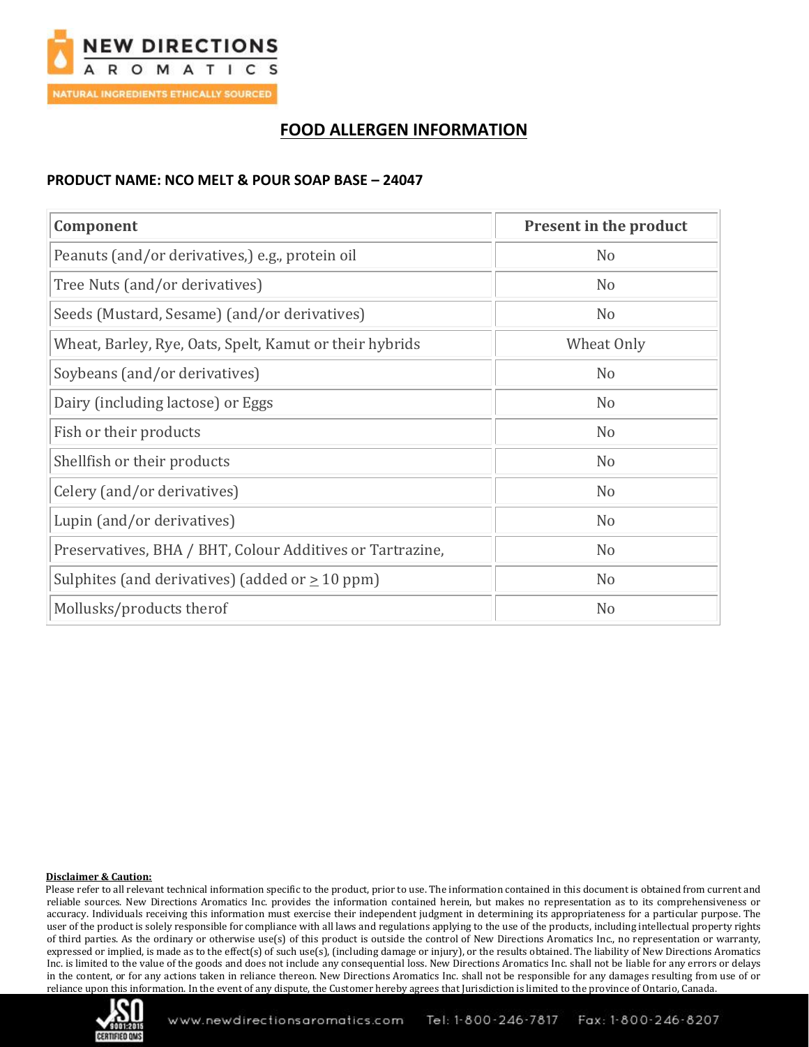## FOOD ALLERGEN INFORMATION

**PRODUCT NAME: NCO MELT & POUR SOAP BASE – 24047**

| Component | Present in the product |
|---|---|
| Peanuts (and/or derivatives,) e.g., protein oil | No |
| Tree Nuts (and/or derivatives) | No |
| Seeds (Mustard, Sesame) (and/or derivatives) | No |
| Wheat, Barley, Rye, Oats, Spelt, Kamut or their hybrids | Wheat Only |
| Soybeans (and/or derivatives) | No |
| Dairy (including lactose) or Eggs | No |
| Fish or their products | No |
| Shellfish or their products | No |
| Celery (and/or derivatives) | No |
| Lupin (and/or derivatives) | No |
| Preservatives, BHA / BHT, Colour Additives or Tartrazine, | No |
| Sulphites (and derivatives) (added or ≥ 10 ppm) | No |
| Mollusks/products therof | No |

**Disclaimer & Caution:**

Please refer to all relevant technical information specific to the product, prior to use. The information contained in this document is obtained from current and reliable sources. New Directions Aromatics Inc. provides the information contained herein, but makes no representation as to its comprehensiveness or accuracy. Individuals receiving this information must exercise their independent judgment in determining its appropriateness for a particular purpose. The user of the product is solely responsible for compliance with all laws and regulations applying to the use of the products, including intellectual property rights of third parties. As the ordinary or otherwise use(s) of this product is outside the control of New Directions Aromatics Inc., no representation or warranty, expressed or implied, is made as to the effect(s) of such use(s), (including damage or injury), or the results obtained. The liability of New Directions Aromatics Inc. is limited to the value of the goods and does not include any consequential loss. New Directions Aromatics Inc. shall not be liable for any errors or delays in the content, or for any actions taken in reliance thereon. New Directions Aromatics Inc. shall not be responsible for any damages resulting from use of or reliance upon this information. In the event of any dispute, the Customer hereby agrees that Jurisdiction is limited to the province of Ontario, Canada.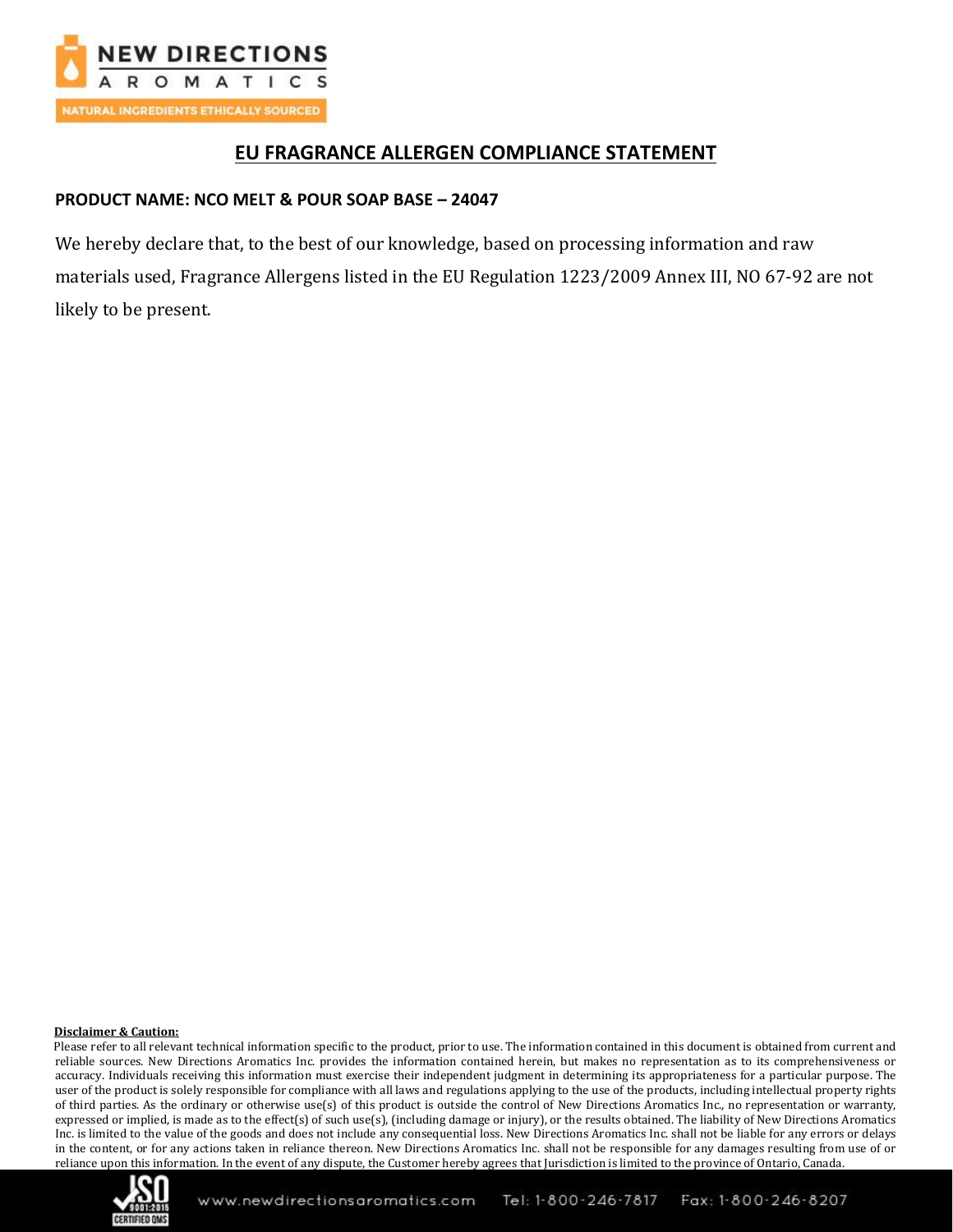# EU FRAGRANCE ALLERGEN COMPLIANCE STATEMENT

**PRODUCT NAME: NCO MELT & POUR SOAP BASE – 24047**

We hereby declare that, to the best of our knowledge, based on processing information and raw materials used, Fragrance Allergens listed in the EU Regulation 1223/2009 Annex III, NO 67-92 are not likely to be present.

**Disclaimer & Caution:**

Please refer to all relevant technical information specific to the product, prior to use. The information contained in this document is obtained from current and reliable sources. New Directions Aromatics Inc. provides the information contained herein, but makes no representation as to its comprehensiveness or accuracy. Individuals receiving this information must exercise their independent judgment in determining its appropriateness for a particular purpose. The user of the product is solely responsible for compliance with all laws and regulations applying to the use of the products, including intellectual property rights of third parties. As the ordinary or otherwise use(s) of this product is outside the control of New Directions Aromatics Inc., no representation or warranty, expressed or implied, is made as to the effect(s) of such use(s), (including damage or injury), or the results obtained. The liability of New Directions Aromatics Inc. is limited to the value of the goods and does not include any consequential loss. New Directions Aromatics Inc. shall not be liable for any errors or delays in the content, or for any actions taken in reliance thereon. New Directions Aromatics Inc. shall not be responsible for any damages resulting from use of or reliance upon this information. In the event of any dispute, the Customer hereby agrees that Jurisdiction is limited to the province of Ontario, Canada.

www.newdirectionsaromatics.com Tel: 1-800-246-7817 Fax: 1-800-246-8207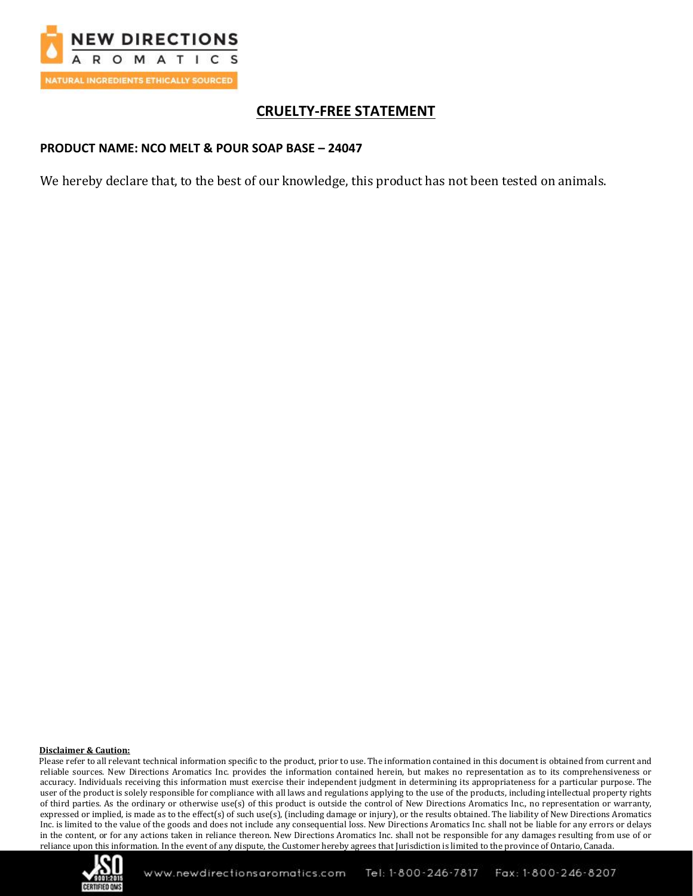## CRUELTY-FREE STATEMENT

**PRODUCT NAME: NCO MELT & POUR SOAP BASE – 24047**

We hereby declare that, to the best of our knowledge, this product has not been tested on animals.

**Disclaimer & Caution:**

Please refer to all relevant technical information specific to the product, prior to use. The information contained in this document is obtained from current and reliable sources. New Directions Aromatics Inc. provides the information contained herein, but makes no representation as to its comprehensiveness or accuracy. Individuals receiving this information must exercise their independent judgment in determining its appropriateness for a particular purpose. The user of the product is solely responsible for compliance with all laws and regulations applying to the use of the products, including intellectual property rights of third parties. As the ordinary or otherwise use(s) of this product is outside the control of New Directions Aromatics Inc., no representation or warranty, expressed or implied, is made as to the effect(s) of such use(s), (including damage or injury), or the results obtained. The liability of New Directions Aromatics Inc. is limited to the value of the goods and does not include any consequential loss. New Directions Aromatics Inc. shall not be liable for any errors or delays in the content, or for any actions taken in reliance thereon. New Directions Aromatics Inc. shall not be responsible for any damages resulting from use of or reliance upon this information. In the event of any dispute, the Customer hereby agrees that Jurisdiction is limited to the province of Ontario, Canada.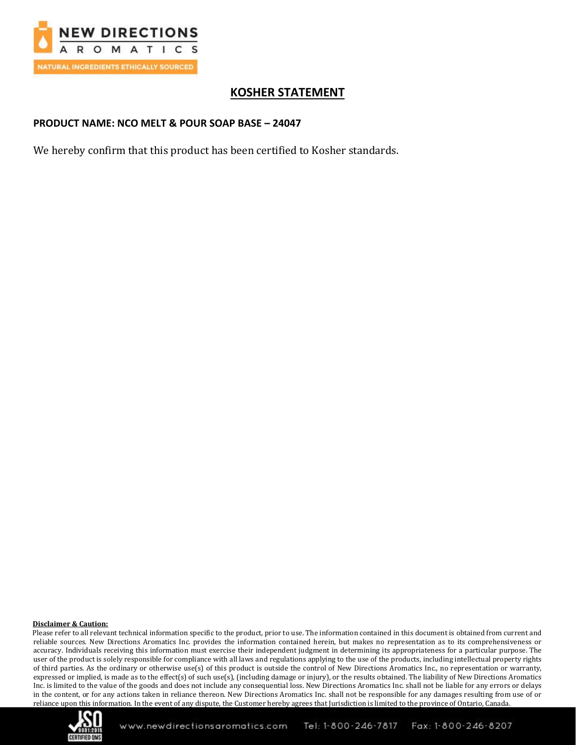# KOSHER STATEMENT

**PRODUCT NAME: NCO MELT & POUR SOAP BASE – 24047**

We hereby confirm that this product has been certified to Kosher standards.

**Disclaimer & Caution:**

Please refer to all relevant technical information specific to the product, prior to use. The information contained in this document is obtained from current and reliable sources. New Directions Aromatics Inc. provides the information contained herein, but makes no representation as to its comprehensiveness or accuracy. Individuals receiving this information must exercise their independent judgment in determining its appropriateness for a particular purpose. The user of the product is solely responsible for compliance with all laws and regulations applying to the use of the products, including intellectual property rights of third parties. As the ordinary or otherwise use(s) of this product is outside the control of New Directions Aromatics Inc., no representation or warranty, expressed or implied, is made as to the effect(s) of such use(s), (including damage or injury), or the results obtained. The liability of New Directions Aromatics Inc. is limited to the value of the goods and does not include any consequential loss. New Directions Aromatics Inc. shall not be liable for any errors or delays in the content, or for any actions taken in reliance thereon. New Directions Aromatics Inc. shall not be responsible for any damages resulting from use of or reliance upon this information. In the event of any dispute, the Customer hereby agrees that Jurisdiction is limited to the province of Ontario, Canada.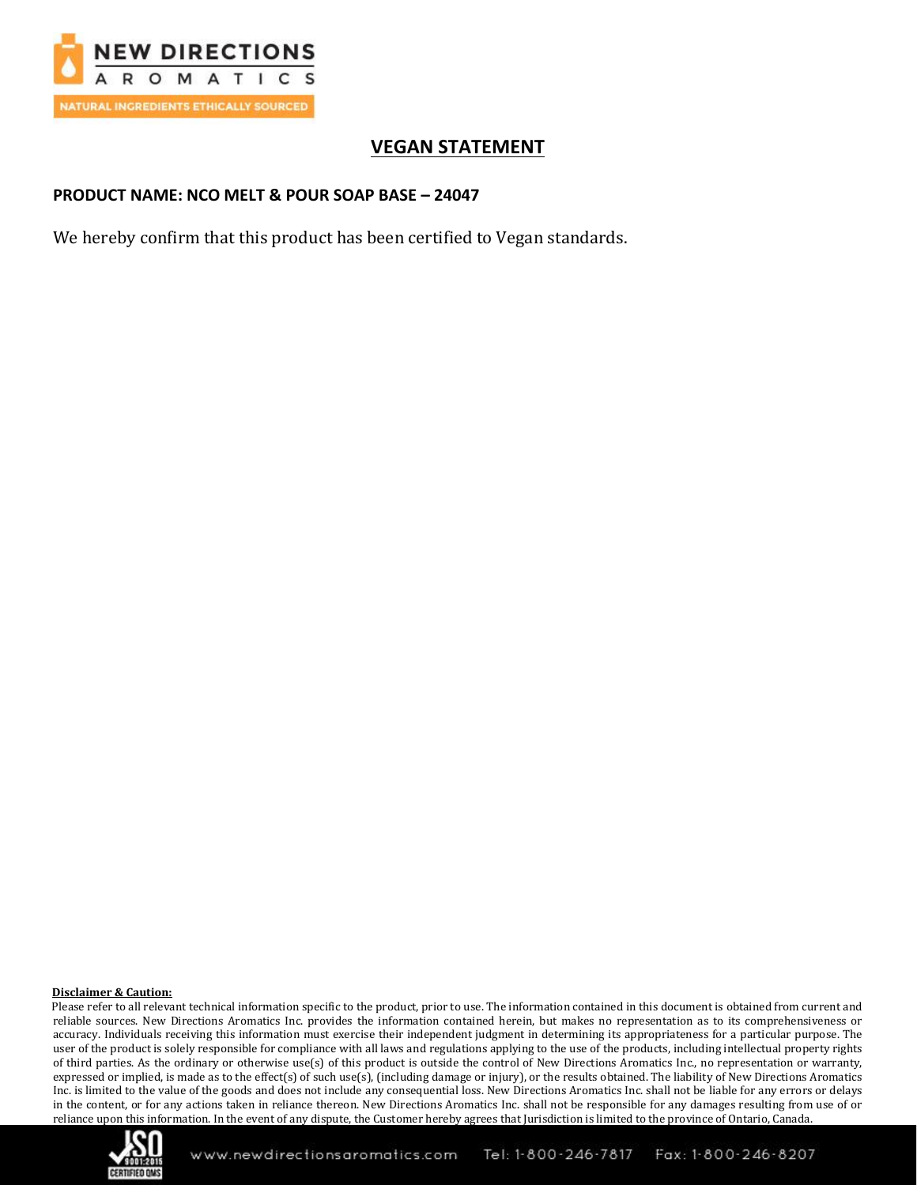# VEGAN STATEMENT

**PRODUCT NAME: NCO MELT & POUR SOAP BASE – 24047**

We hereby confirm that this product has been certified to Vegan standards.

**Disclaimer & Caution:**

Please refer to all relevant technical information specific to the product, prior to use. The information contained in this document is obtained from current and reliable sources. New Directions Aromatics Inc. provides the information contained herein, but makes no representation as to its comprehensiveness or accuracy. Individuals receiving this information must exercise their independent judgment in determining its appropriateness for a particular purpose. The user of the product is solely responsible for compliance with all laws and regulations applying to the use of the products, including intellectual property rights of third parties. As the ordinary or otherwise use(s) of this product is outside the control of New Directions Aromatics Inc., no representation or warranty, expressed or implied, is made as to the effect(s) of such use(s), (including damage or injury), or the results obtained. The liability of New Directions Aromatics Inc. is limited to the value of the goods and does not include any consequential loss. New Directions Aromatics Inc. shall not be liable for any errors or delays in the content, or for any actions taken in reliance thereon. New Directions Aromatics Inc. shall not be responsible for any damages resulting from use of or reliance upon this information. In the event of any dispute, the Customer hereby agrees that Jurisdiction is limited to the province of Ontario, Canada.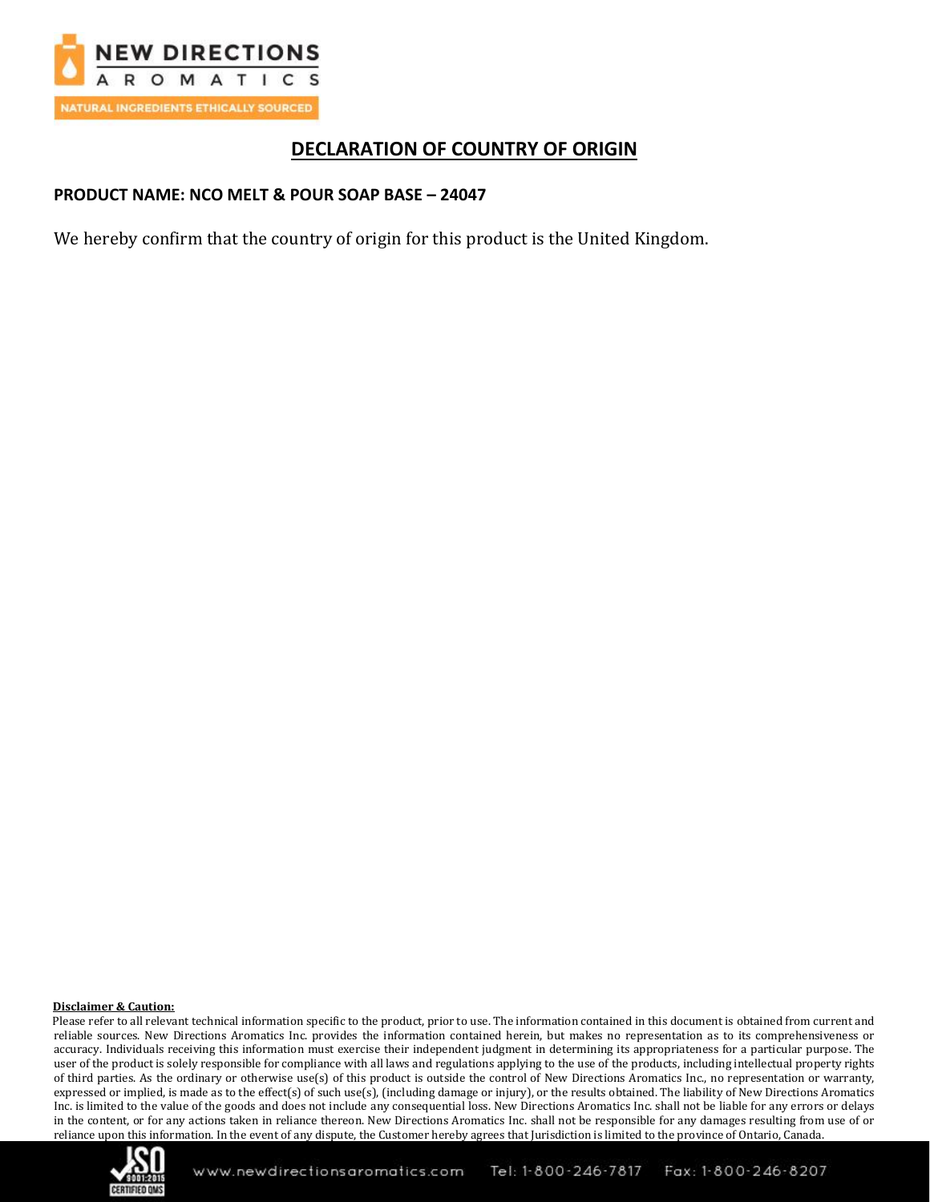# DECLARATION OF COUNTRY OF ORIGIN

**PRODUCT NAME: NCO MELT & POUR SOAP BASE – 24047**

We hereby confirm that the country of origin for this product is the United Kingdom.

**Disclaimer & Caution:**

Please refer to all relevant technical information specific to the product, prior to use. The information contained in this document is obtained from current and reliable sources. New Directions Aromatics Inc. provides the information contained herein, but makes no representation as to its comprehensiveness or accuracy. Individuals receiving this information must exercise their independent judgment in determining its appropriateness for a particular purpose. The user of the product is solely responsible for compliance with all laws and regulations applying to the use of the products, including intellectual property rights of third parties. As the ordinary or otherwise use(s) of this product is outside the control of New Directions Aromatics Inc., no representation or warranty, expressed or implied, is made as to the effect(s) of such use(s), (including damage or injury), or the results obtained. The liability of New Directions Aromatics Inc. is limited to the value of the goods and does not include any consequential loss. New Directions Aromatics Inc. shall not be liable for any errors or delays in the content, or for any actions taken in reliance thereon. New Directions Aromatics Inc. shall not be responsible for any damages resulting from use of or reliance upon this information. In the event of any dispute, the Customer hereby agrees that Jurisdiction is limited to the province of Ontario, Canada.

www.newdirectionsaromatics.com Tel: 1-800-246-7817 Fax: 1-800-246-8207